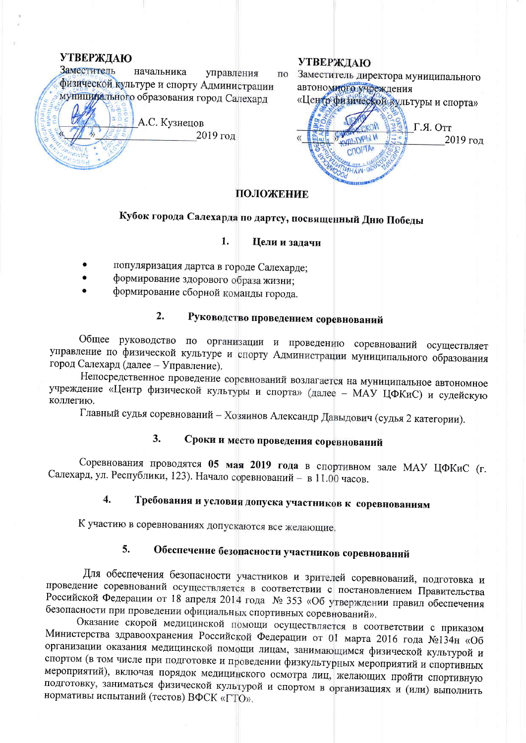**УТВЕРЖДАЮ**
Заместитель начальника управления по физической культуре и спорту Администрации муниципального образования город Салехард

_______________ А.С. Кузнецов
«____» _______________ 2019 год

**УТВЕРЖДАЮ**
Заместитель директора муниципального автономного учреждения «Центр физической культуры и спорта»

_______________ Г.Я. Отт
«____» _______________ 2019 год

# ПОЛОЖЕНИЕ

## Кубок города Салехарда по дартсу, посвященный Дню Победы

### 1. Цели и задачи

- популяризация дартса в городе Салехарде;
- формирование здорового образа жизни;
- формирование сборной команды города.

### 2. Руководство проведением соревнований

Общее руководство по организации и проведению соревнований осуществляет управление по физической культуре и спорту Администрации муниципального образования город Салехард (далее – Управление).

Непосредственное проведение соревнований возлагается на муниципальное автономное учреждение «Центр физической культуры и спорта» (далее – МАУ ЦФКиС) и судейскую коллегию.

Главный судья соревнований – Хозяинов Александр Давыдович (судья 2 категории).

### 3. Сроки и место проведения соревнований

Соревнования проводятся **05 мая 2019 года** в спортивном зале МАУ ЦФКиС (г. Салехард, ул. Республики, 123). Начало соревнований – в 11.00 часов.

### 4. Требования и условия допуска участников к соревнованиям

К участию в соревнованиях допускаются все желающие.

### 5. Обеспечение безопасности участников соревнований

Для обеспечения безопасности участников и зрителей соревнований, подготовка и проведение соревнований осуществляется в соответствии с постановлением Правительства Российской Федерации от 18 апреля 2014 года № 353 «Об утверждении правил обеспечения безопасности при проведении официальных спортивных соревнований».

Оказание скорой медицинской помощи осуществляется в соответствии с приказом Министерства здравоохранения Российской Федерации от 01 марта 2016 года №134н «Об организации оказания медицинской помощи лицам, занимающимся физической культурой и спортом (в том числе при подготовке и проведении физкультурных мероприятий и спортивных мероприятий), включая порядок медицинского осмотра лиц, желающих пройти спортивную подготовку, заниматься физической культурой и спортом в организациях и (или) выполнить нормативы испытаний (тестов) ВФСК «ГТО».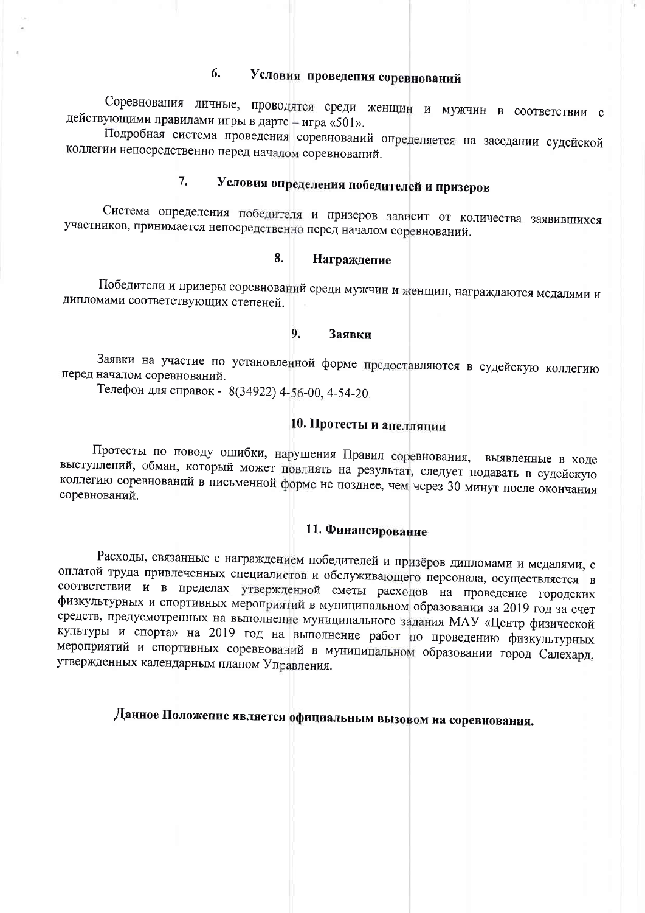## 6. Условия проведения соревнований

Соревнования личные, проводятся среди женщин и мужчин в соответствии с действующими правилами игры в дартс – игра «501».

Подробная система проведения соревнований определяется на заседании судейской коллегии непосредственно перед началом соревнований.

## 7. Условия определения победителей и призеров

Система определения победителя и призеров зависит от количества заявившихся участников, принимается непосредственно перед началом соревнований.

## 8. Награждение

Победители и призеры соревнований среди мужчин и женщин, награждаются медалями и дипломами соответствующих степеней.

## 9. Заявки

Заявки на участие по установленной форме предоставляются в судейскую коллегию перед началом соревнований.

Телефон для справок - 8(34922) 4-56-00, 4-54-20.

## 10. Протесты и апелляции

Протесты по поводу ошибки, нарушения Правил соревнования, выявленные в ходе выступлений, обман, который может повлиять на результат, следует подавать в судейскую коллегию соревнований в письменной форме не позднее, чем через 30 минут после окончания соревнований.

## 11. Финансирование

Расходы, связанные с награждением победителей и призёров дипломами и медалями, с оплатой труда привлеченных специалистов и обслуживающего персонала, осуществляется в соответствии и в пределах утвержденной сметы расходов на проведение городских физкультурных и спортивных мероприятий в муниципальном образовании за 2019 год за счет средств, предусмотренных на выполнение муниципального задания МАУ «Центр физической культуры и спорта» на 2019 год на выполнение работ по проведению физкультурных мероприятий и спортивных соревнований в муниципальном образовании город Салехард, утвержденных календарным планом Управления.

**Данное Положение является официальным вызовом на соревнования.**